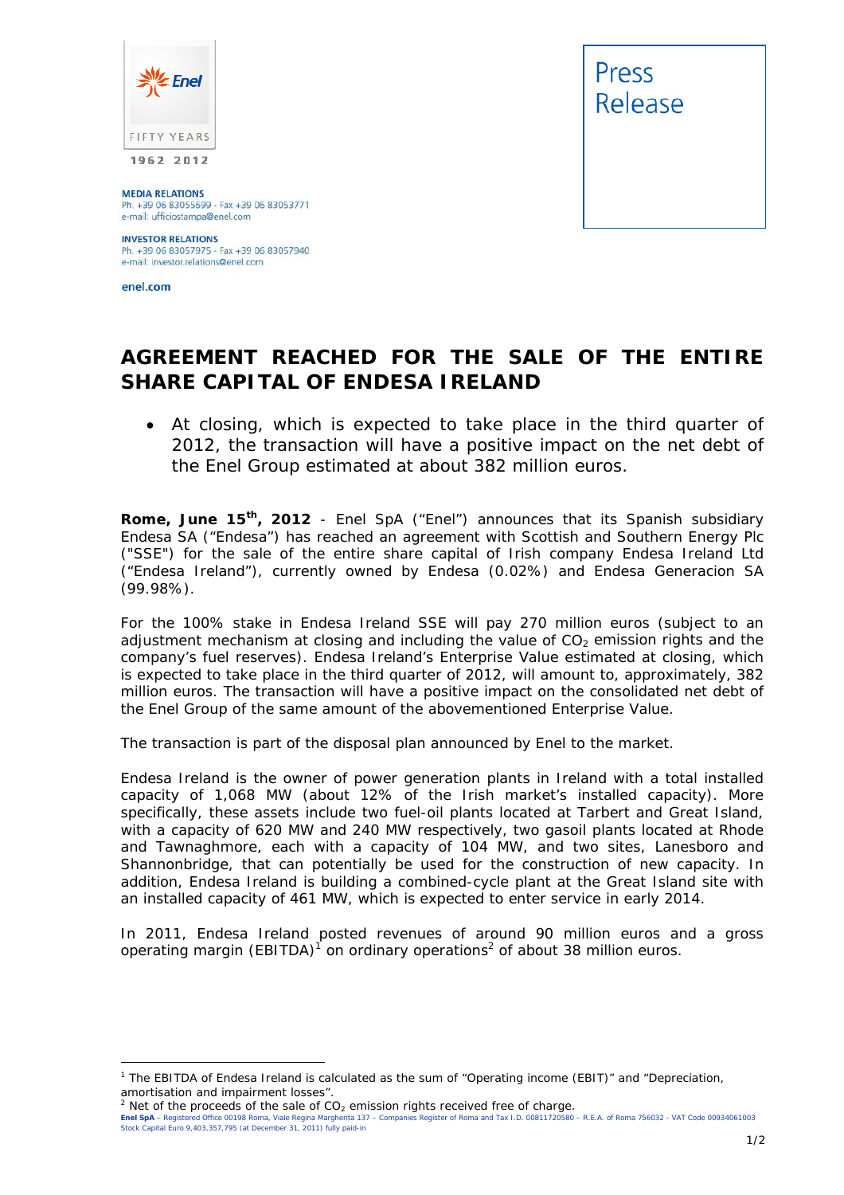Enel

FIFTY YEARS

1962 2012

**MEDIA RELATIONS**
Ph. +39 06 83055699 - Fax +39 06 83053771
e-mail: ufficiostampa@enel.com

**INVESTOR RELATIONS**
Ph. +39 06 83057975 - Fax +39 06 83057940
e-mail: investor.relations@enel.com

**enel.com**

Press Release

# AGREEMENT REACHED FOR THE SALE OF THE ENTIRE SHARE CAPITAL OF ENDESA IRELAND

- At closing, which is expected to take place in the third quarter of 2012, the transaction will have a positive impact on the net debt of the Enel Group estimated at about 382 million euros.

**Rome, June 15th, 2012** - Enel SpA ("Enel") announces that its Spanish subsidiary Endesa SA ("Endesa") has reached an agreement with Scottish and Southern Energy Plc ("SSE") for the sale of the entire share capital of Irish company Endesa Ireland Ltd ("Endesa Ireland"), currently owned by Endesa (0.02%) and Endesa Generacion SA (99.98%).

For the 100% stake in Endesa Ireland SSE will pay 270 million euros (subject to an adjustment mechanism at closing and including the value of $CO_2$ emission rights and the company's fuel reserves). Endesa Ireland's Enterprise Value estimated at closing, which is expected to take place in the third quarter of 2012, will amount to, approximately, 382 million euros. The transaction will have a positive impact on the consolidated net debt of the Enel Group of the same amount of the abovementioned Enterprise Value.

The transaction is part of the disposal plan announced by Enel to the market.

Endesa Ireland is the owner of power generation plants in Ireland with a total installed capacity of 1,068 MW (about 12% of the Irish market's installed capacity). More specifically, these assets include two fuel-oil plants located at Tarbert and Great Island, with a capacity of 620 MW and 240 MW respectively, two gasoil plants located at Rhode and Tawnaghmore, each with a capacity of 104 MW, and two sites, Lanesboro and Shannonbridge, that can potentially be used for the construction of new capacity. In addition, Endesa Ireland is building a combined-cycle plant at the Great Island site with an installed capacity of 461 MW, which is expected to enter service in early 2014.

In 2011, Endesa Ireland posted revenues of around 90 million euros and a gross operating margin (EBITDA)[1] on ordinary operations[2] of about 38 million euros.

[1] The EBITDA of Endesa Ireland is calculated as the sum of "Operating income (EBIT)" and "Depreciation, amortisation and impairment losses".

[2] Net of the proceeds of the sale of $CO_2$ emission rights received free of charge.

**Enel SpA** – Registered Office 00198 Roma, Viale Regina Margherita 137 – Companies Register of Roma and Tax I.D. 00811720580 – R.E.A. of Roma 756032 - VAT Code 00934061003
Stock Capital Euro 9,403,357,795 (at December 31, 2011) fully paid-in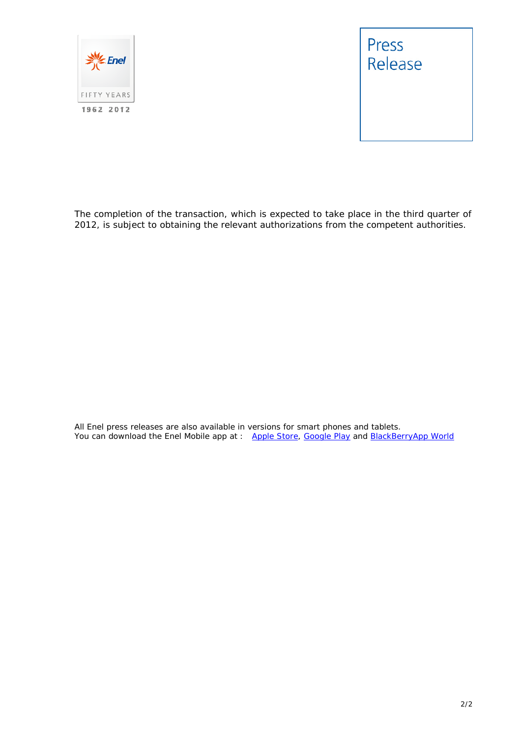The completion of the transaction, which is expected to take place in the third quarter of 2012, is subject to obtaining the relevant authorizations from the competent authorities.

All Enel press releases are also available in versions for smart phones and tablets.
You can download the Enel Mobile app at : Apple Store, Google Play and BlackBerryApp World